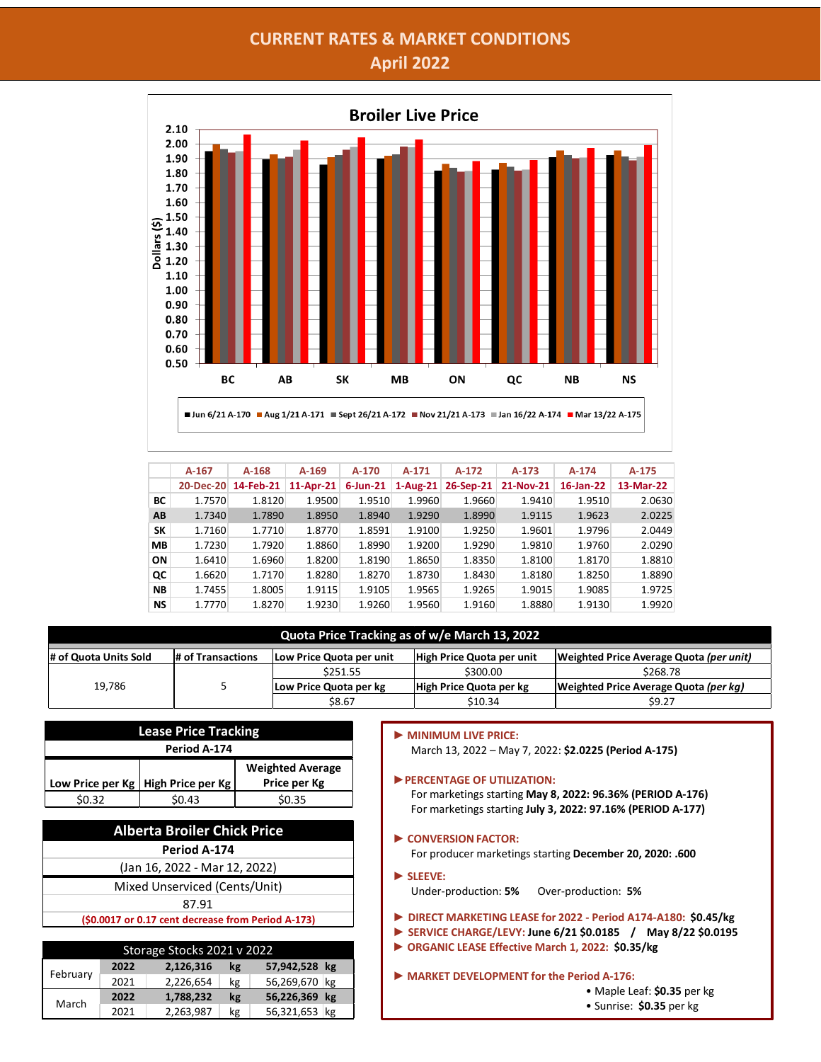# CURRENT RATES & MARKET CONDITIONS

## April 2022

**Broiler Live Price**

Dollars ($)

■ Jun 6/21 A-170 ■ Aug 1/21 A-171 ■ Sept 26/21 A-172 ■ Nov 21/21 A-173 ■ Jan 16/22 A-174 ■ Mar 13/22 A-175

| | A-167 | A-168 | A-169 | A-170 | A-171 | A-172 | A-173 | A-174 | A-175 |
|---|---|---|---|---|---|---|---|---|---|
| | 20-Dec-20 | 14-Feb-21 | 11-Apr-21 | 6-Jun-21 | 1-Aug-21 | 26-Sep-21 | 21-Nov-21 | 16-Jan-22 | 13-Mar-22 |
| **BC** | 1.7570 | 1.8120 | 1.9500 | 1.9510 | 1.9960 | 1.9660 | 1.9410 | 1.9510 | 2.0630 |
| **AB** | 1.7340 | 1.7890 | 1.8950 | 1.8940 | 1.9290 | 1.8990 | 1.9115 | 1.9623 | 2.0225 |
| **SK** | 1.7160 | 1.7710 | 1.8770 | 1.8591 | 1.9100 | 1.9250 | 1.9601 | 1.9796 | 2.0449 |
| **MB** | 1.7230 | 1.7920 | 1.8860 | 1.8990 | 1.9200 | 1.9290 | 1.9810 | 1.9760 | 2.0290 |
| **ON** | 1.6410 | 1.6960 | 1.8200 | 1.8190 | 1.8650 | 1.8350 | 1.8100 | 1.8170 | 1.8810 |
| **QC** | 1.6620 | 1.7170 | 1.8280 | 1.8270 | 1.8730 | 1.8430 | 1.8180 | 1.8250 | 1.8890 |
| **NB** | 1.7455 | 1.8005 | 1.9115 | 1.9105 | 1.9565 | 1.9265 | 1.9015 | 1.9085 | 1.9725 |
| **NS** | 1.7770 | 1.8270 | 1.9230 | 1.9260 | 1.9560 | 1.9160 | 1.8880 | 1.9130 | 1.9920 |

**Quota Price Tracking as of w/e March 13, 2022**

| # of Quota Units Sold | # of Transactions | Low Price Quota per unit | High Price Quota per unit | Weighted Price Average Quota *(per unit)* |
|---|---|---|---|---|
| 19,786 | 5 | $251.55 | $300.00 | $268.78 |
| | | **Low Price Quota per kg** | **High Price Quota per kg** | **Weighted Price Average Quota *(per kg)*** |
| | | $8.67 | $10.34 | $9.27 |

**Lease Price Tracking**

| Period A-174 | | |
|---|---|---|
| Low Price per Kg | High Price per Kg | Weighted Average Price per Kg |
| $0.32 | $0.43 | $0.35 |

**Alberta Broiler Chick Price**

Period A-174

(Jan 16, 2022 - Mar 12, 2022)

Mixed Unserviced (Cents/Unit)

87.91

($0.0017 or 0.17 cent decrease from Period A-173)

**Storage Stocks 2021 v 2022**

| Month | Year | | | | |
|---|---|---|---|---|---|
| February | **2022** | **2,126,316** | **kg** | **57,942,528** | **kg** |
| | 2021 | 2,226,654 | kg | 56,269,670 | kg |
| March | **2022** | **1,788,232** | **kg** | **56,226,369** | **kg** |
| | 2021 | 2,263,987 | kg | 56,321,653 | kg |

► **MINIMUM LIVE PRICE:**
March 13, 2022 – May 7, 2022: **$2.0225 (Period A-175)**

► **PERCENTAGE OF UTILIZATION:**
For marketings starting **May 8, 2022: 96.36% (PERIOD A-176)**
For marketings starting **July 3, 2022: 97.16% (PERIOD A-177)**

► **CONVERSION FACTOR:**
For producer marketings starting **December 20, 2020: .600**

► **SLEEVE:**
Under-production: **5%** Over-production: **5%**

► **DIRECT MARKETING LEASE for 2022 - Period A174-A180: $0.45/kg**
► **SERVICE CHARGE/LEVY: June 6/21 $0.0185 / May 8/22 $0.0195**
► **ORGANIC LEASE Effective March 1, 2022: $0.35/kg**

► **MARKET DEVELOPMENT for the Period A-176:**
- Maple Leaf: **$0.35** per kg
- Sunrise: **$0.35** per kg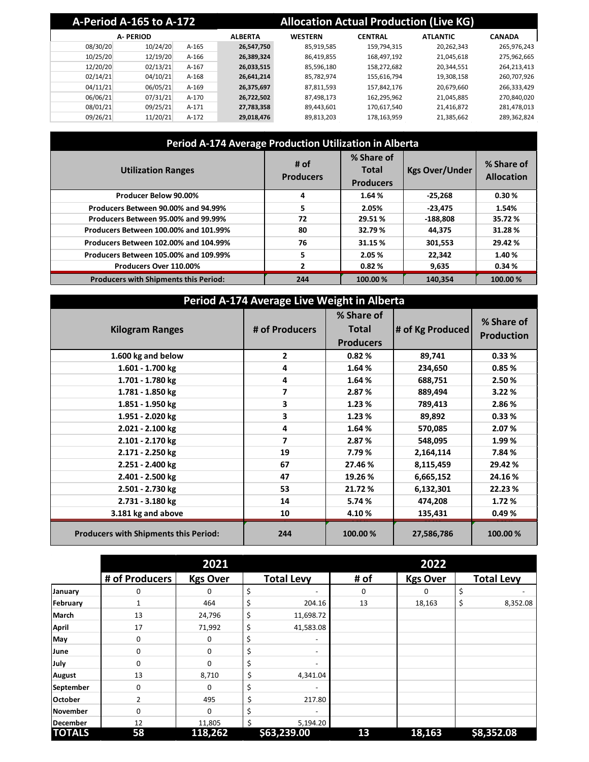| A-Period A-165 to A-172 | | | Allocation Actual Production (Live KG) | | | | |
|---|---|---|---|---|---|---|---|
| A- PERIOD | | | ALBERTA | WESTERN | CENTRAL | ATLANTIC | CANADA |
| 08/30/20 | 10/24/20 | A-165 | 26,547,750 | 85,919,585 | 159,794,315 | 20,262,343 | 265,976,243 |
| 10/25/20 | 12/19/20 | A-166 | 26,389,324 | 86,419,855 | 168,497,192 | 21,045,618 | 275,962,665 |
| 12/20/20 | 02/13/21 | A-167 | 26,033,515 | 85,596,180 | 158,272,682 | 20,344,551 | 264,213,413 |
| 02/14/21 | 04/10/21 | A-168 | 26,641,214 | 85,782,974 | 155,616,794 | 19,308,158 | 260,707,926 |
| 04/11/21 | 06/05/21 | A-169 | 26,375,697 | 87,811,593 | 157,842,176 | 20,679,660 | 266,333,429 |
| 06/06/21 | 07/31/21 | A-170 | 26,722,502 | 87,498,173 | 162,295,962 | 21,045,885 | 270,840,020 |
| 08/01/21 | 09/25/21 | A-171 | 27,783,358 | 89,443,601 | 170,617,540 | 21,416,872 | 281,478,013 |
| 09/26/21 | 11/20/21 | A-172 | 29,018,476 | 89,813,203 | 178,163,959 | 21,385,662 | 289,362,824 |

## Period A-174 Average Production Utilization in Alberta

| Utilization Ranges | # of Producers | % Share of Total Producers | Kgs Over/Under | % Share of Allocation |
|---|---|---|---|---|
| Producer Below 90.00% | 4 | 1.64 % | -25,268 | 0.30 % |
| Producers Between 90.00% and 94.99% | 5 | 2.05% | -23,475 | 1.54% |
| Producers Between 95.00% and 99.99% | 72 | 29.51 % | -188,808 | 35.72 % |
| Producers Between 100.00% and 101.99% | 80 | 32.79 % | 44,375 | 31.28 % |
| Producers Between 102.00% and 104.99% | 76 | 31.15 % | 301,553 | 29.42 % |
| Producers Between 105.00% and 109.99% | 5 | 2.05 % | 22,342 | 1.40 % |
| Producers Over 110.00% | 2 | 0.82 % | 9,635 | 0.34 % |
| **Producers with Shipments this Period:** | **244** | **100.00 %** | **140,354** | **100.00 %** |

## Period A-174 Average Live Weight in Alberta

| Kilogram Ranges | # of Producers | % Share of Total Producers | # of Kg Produced | % Share of Production |
|---|---|---|---|---|
| 1.600 kg and below | 2 | 0.82 % | 89,741 | 0.33 % |
| 1.601 - 1.700 kg | 4 | 1.64 % | 234,650 | 0.85 % |
| 1.701 - 1.780 kg | 4 | 1.64 % | 688,751 | 2.50 % |
| 1.781 - 1.850 kg | 7 | 2.87 % | 889,494 | 3.22 % |
| 1.851 - 1.950 kg | 3 | 1.23 % | 789,413 | 2.86 % |
| 1.951 - 2.020 kg | 3 | 1.23 % | 89,892 | 0.33 % |
| 2.021 - 2.100 kg | 4 | 1.64 % | 570,085 | 2.07 % |
| 2.101 - 2.170 kg | 7 | 2.87 % | 548,095 | 1.99 % |
| 2.171 - 2.250 kg | 19 | 7.79 % | 2,164,114 | 7.84 % |
| 2.251 - 2.400 kg | 67 | 27.46 % | 8,115,459 | 29.42 % |
| 2.401 - 2.500 kg | 47 | 19.26 % | 6,665,152 | 24.16 % |
| 2.501 - 2.730 kg | 53 | 21.72 % | 6,132,301 | 22.23 % |
| 2.731 - 3.180 kg | 14 | 5.74 % | 474,208 | 1.72 % |
| 3.181 kg and above | 10 | 4.10 % | 135,431 | 0.49 % |
| **Producers with Shipments this Period:** | **244** | **100.00 %** | **27,586,786** | **100.00 %** |

| | 2021 | | | 2022 | | |
|---|---|---|---|---|---|---|
| | # of Producers | Kgs Over | Total Levy | # of | Kgs Over | Total Levy |
| January | 0 | 0 | $ - | 0 | 0 | $ - |
| February | 1 | 464 | $ 204.16 | 13 | 18,163 | $ 8,352.08 |
| March | 13 | 24,796 | $ 11,698.72 | | | |
| April | 17 | 71,992 | $ 41,583.08 | | | |
| May | 0 | 0 | $ - | | | |
| June | 0 | 0 | $ - | | | |
| July | 0 | 0 | $ - | | | |
| August | 13 | 8,710 | $ 4,341.04 | | | |
| September | 0 | 0 | $ - | | | |
| October | 2 | 495 | $ 217.80 | | | |
| November | 0 | 0 | $ - | | | |
| December | 12 | 11,805 | $ 5,194.20 | | | |
| **TOTALS** | **58** | **118,262** | **$63,239.00** | **13** | **18,163** | **$8,352.08** |